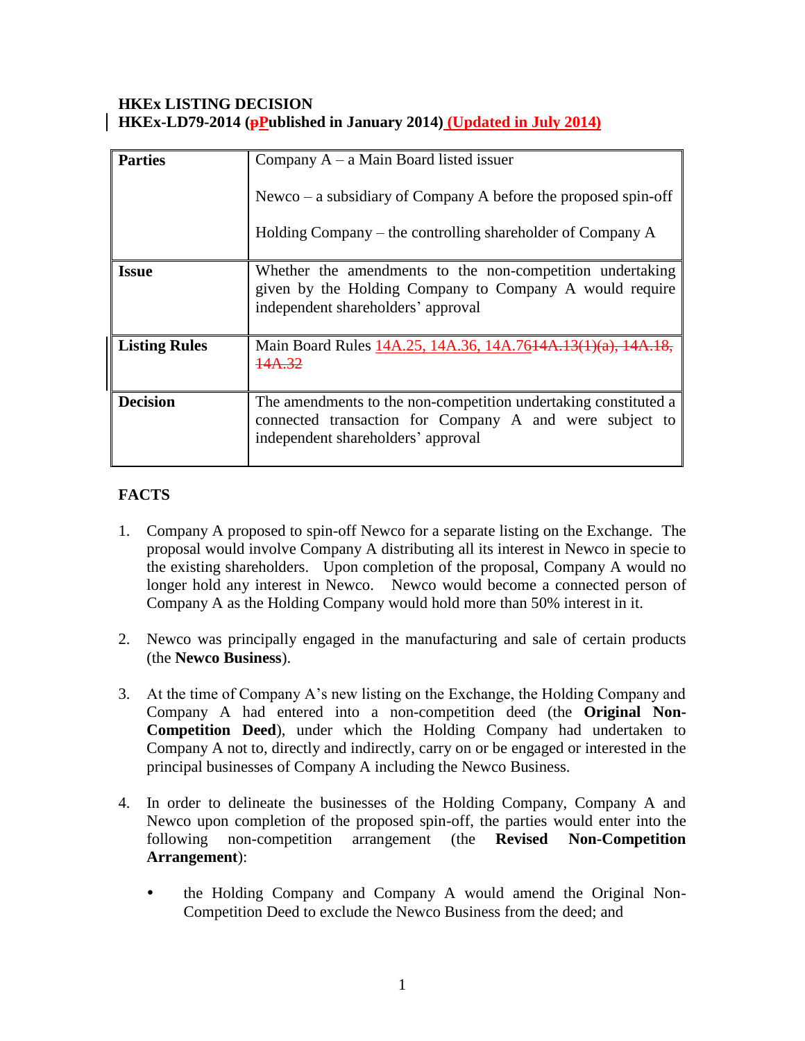**HKEx LISTING DECISION**
**HKEx-LD79-2014 (~~p~~Published in January 2014) (Updated in July 2014)**

| | |
|---|---|
| **Parties** | Company A – a Main Board listed issuer<br><br>Newco – a subsidiary of Company A before the proposed spin-off<br><br>Holding Company – the controlling shareholder of Company A |
| **Issue** | Whether the amendments to the non-competition undertaking given by the Holding Company to Company A would require independent shareholders' approval |
| **Listing Rules** | Main Board Rules 14A.25, 14A.36, 14A.76~~14A.13(1)(a), 14A.18, 14A.32~~ |
| **Decision** | The amendments to the non-competition undertaking constituted a connected transaction for Company A and were subject to independent shareholders' approval |

## FACTS

1. Company A proposed to spin-off Newco for a separate listing on the Exchange. The proposal would involve Company A distributing all its interest in Newco in specie to the existing shareholders. Upon completion of the proposal, Company A would no longer hold any interest in Newco. Newco would become a connected person of Company A as the Holding Company would hold more than 50% interest in it.

2. Newco was principally engaged in the manufacturing and sale of certain products (the **Newco Business**).

3. At the time of Company A's new listing on the Exchange, the Holding Company and Company A had entered into a non-competition deed (the **Original Non-Competition Deed**), under which the Holding Company had undertaken to Company A not to, directly and indirectly, carry on or be engaged or interested in the principal businesses of Company A including the Newco Business.

4. In order to delineate the businesses of the Holding Company, Company A and Newco upon completion of the proposed spin-off, the parties would enter into the following non-competition arrangement (the **Revised Non-Competition Arrangement**):

   - the Holding Company and Company A would amend the Original Non-Competition Deed to exclude the Newco Business from the deed; and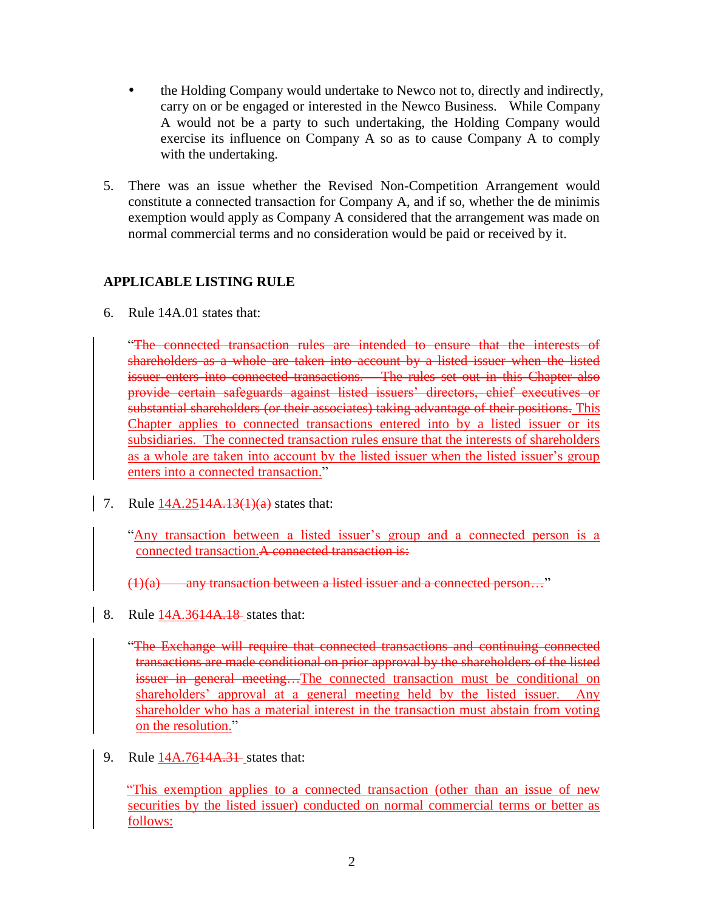- the Holding Company would undertake to Newco not to, directly and indirectly, carry on or be engaged or interested in the Newco Business. While Company A would not be a party to such undertaking, the Holding Company would exercise its influence on Company A so as to cause Company A to comply with the undertaking.

5. There was an issue whether the Revised Non-Competition Arrangement would constitute a connected transaction for Company A, and if so, whether the de minimis exemption would apply as Company A considered that the arrangement was made on normal commercial terms and no consideration would be paid or received by it.

## APPLICABLE LISTING RULE

6. Rule 14A.01 states that:

   "~~The connected transaction rules are intended to ensure that the interests of shareholders as a whole are taken into account by a listed issuer when the listed issuer enters into connected transactions. The rules set out in this Chapter also provide certain safeguards against listed issuers' directors, chief executives or substantial shareholders (or their associates) taking advantage of their positions.~~ <u>This Chapter applies to connected transactions entered into by a listed issuer or its subsidiaries. The connected transaction rules ensure that the interests of shareholders as a whole are taken into account by the listed issuer when the listed issuer's group enters into a connected transaction.</u>"

7. Rule <u>14A.25</u>~~14A.13(1)(a)~~ states that:

   "<u>Any transaction between a listed issuer's group and a connected person is a connected transaction.</u>~~A connected transaction is:~~

   ~~(1)(a) any transaction between a listed issuer and a connected person…~~"

8. Rule <u>14A.36</u>~~14A.18~~ states that:

   "~~The Exchange will require that connected transactions and continuing connected transactions are made conditional on prior approval by the shareholders of the listed issuer in general meeting…~~<u>The connected transaction must be conditional on shareholders' approval at a general meeting held by the listed issuer. Any shareholder who has a material interest in the transaction must abstain from voting on the resolution.</u>"

9. Rule <u>14A.76</u>~~14A.31~~ states that:

   <u>"This exemption applies to a connected transaction (other than an issue of new securities by the listed issuer) conducted on normal commercial terms or better as follows:</u>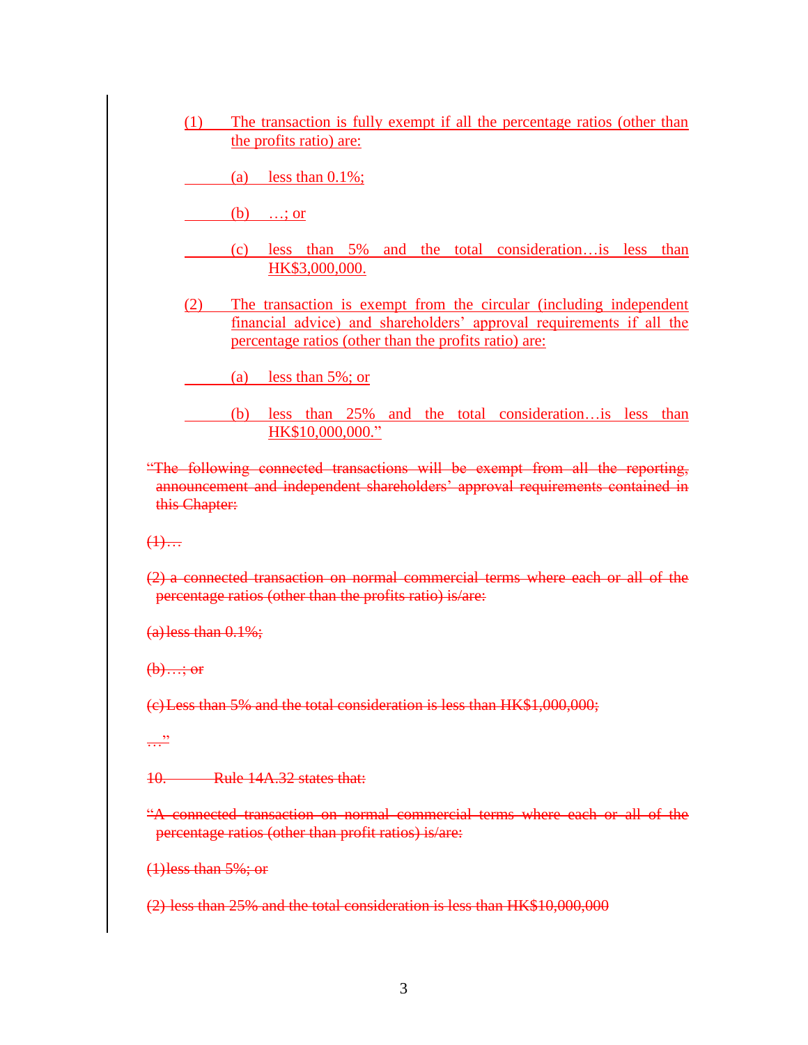(1) The transaction is fully exempt if all the percentage ratios (other than the profits ratio) are:

(a) less than 0.1%;

(b) …; or

(c) less than 5% and the total consideration…is less than HK$3,000,000.

(2) The transaction is exempt from the circular (including independent financial advice) and shareholders' approval requirements if all the percentage ratios (other than the profits ratio) are:

(a) less than 5%; or

(b) less than 25% and the total consideration…is less than HK$10,000,000."

~~"The following connected transactions will be exempt from all the reporting, announcement and independent shareholders' approval requirements contained in this Chapter:~~

~~(1)…~~

~~(2) a connected transaction on normal commercial terms where each or all of the percentage ratios (other than the profits ratio) is/are:~~

~~(a) less than 0.1%;~~

~~(b) …; or~~

~~(c) Less than 5% and the total consideration is less than HK$1,000,000;~~

~~…"~~

~~10. Rule 14A.32 states that:~~

~~"A connected transaction on normal commercial terms where each or all of the percentage ratios (other than profit ratios) is/are:~~

~~(1) less than 5%; or~~

~~(2) less than 25% and the total consideration is less than HK$10,000,000~~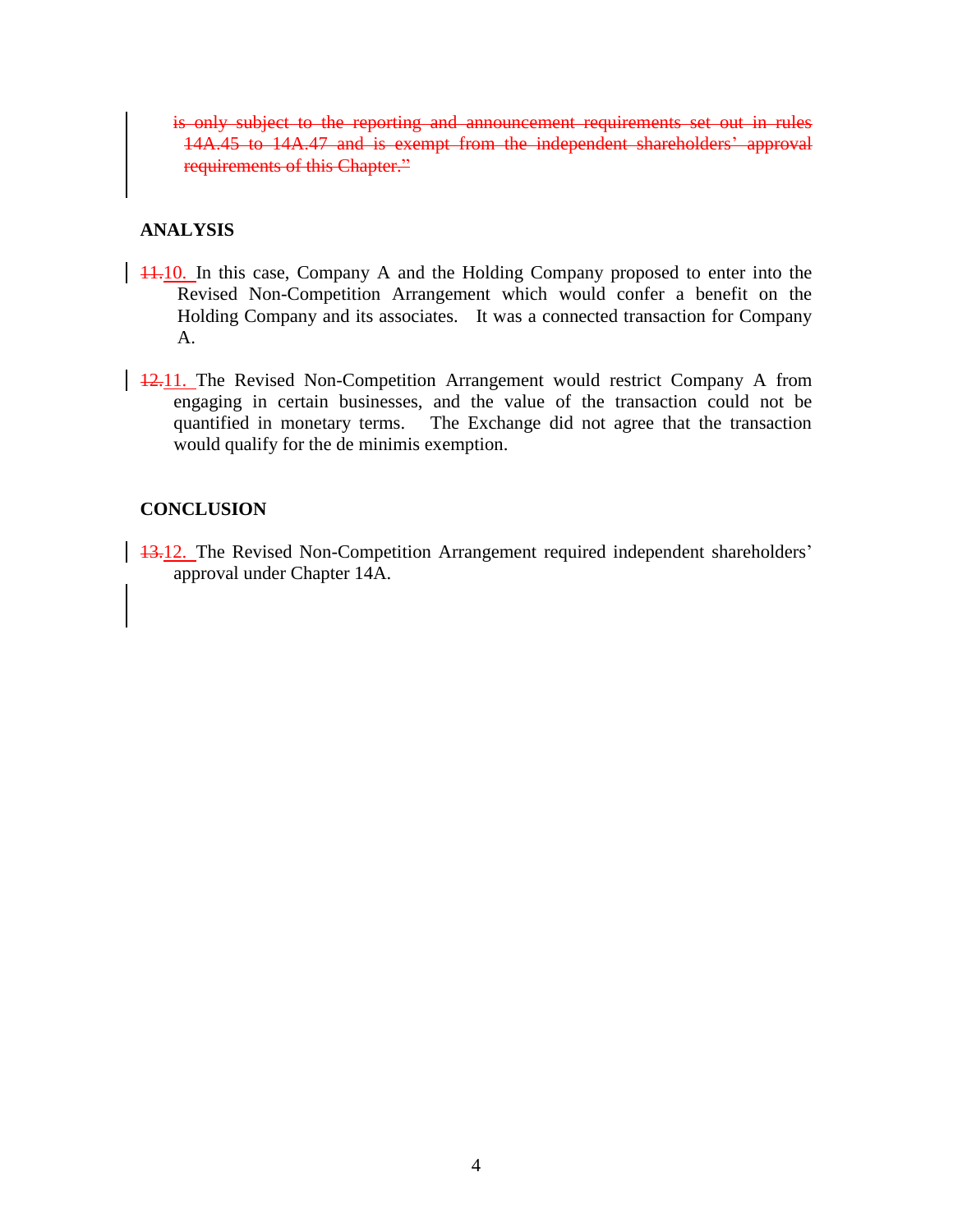~~is only subject to the reporting and announcement requirements set out in rules 14A.45 to 14A.47 and is exempt from the independent shareholders' approval requirements of this Chapter."~~

**ANALYSIS**

~~11.~~10. In this case, Company A and the Holding Company proposed to enter into the Revised Non-Competition Arrangement which would confer a benefit on the Holding Company and its associates. It was a connected transaction for Company A.

~~12.~~11. The Revised Non-Competition Arrangement would restrict Company A from engaging in certain businesses, and the value of the transaction could not be quantified in monetary terms. The Exchange did not agree that the transaction would qualify for the de minimis exemption.

**CONCLUSION**

~~13.~~12. The Revised Non-Competition Arrangement required independent shareholders' approval under Chapter 14A.